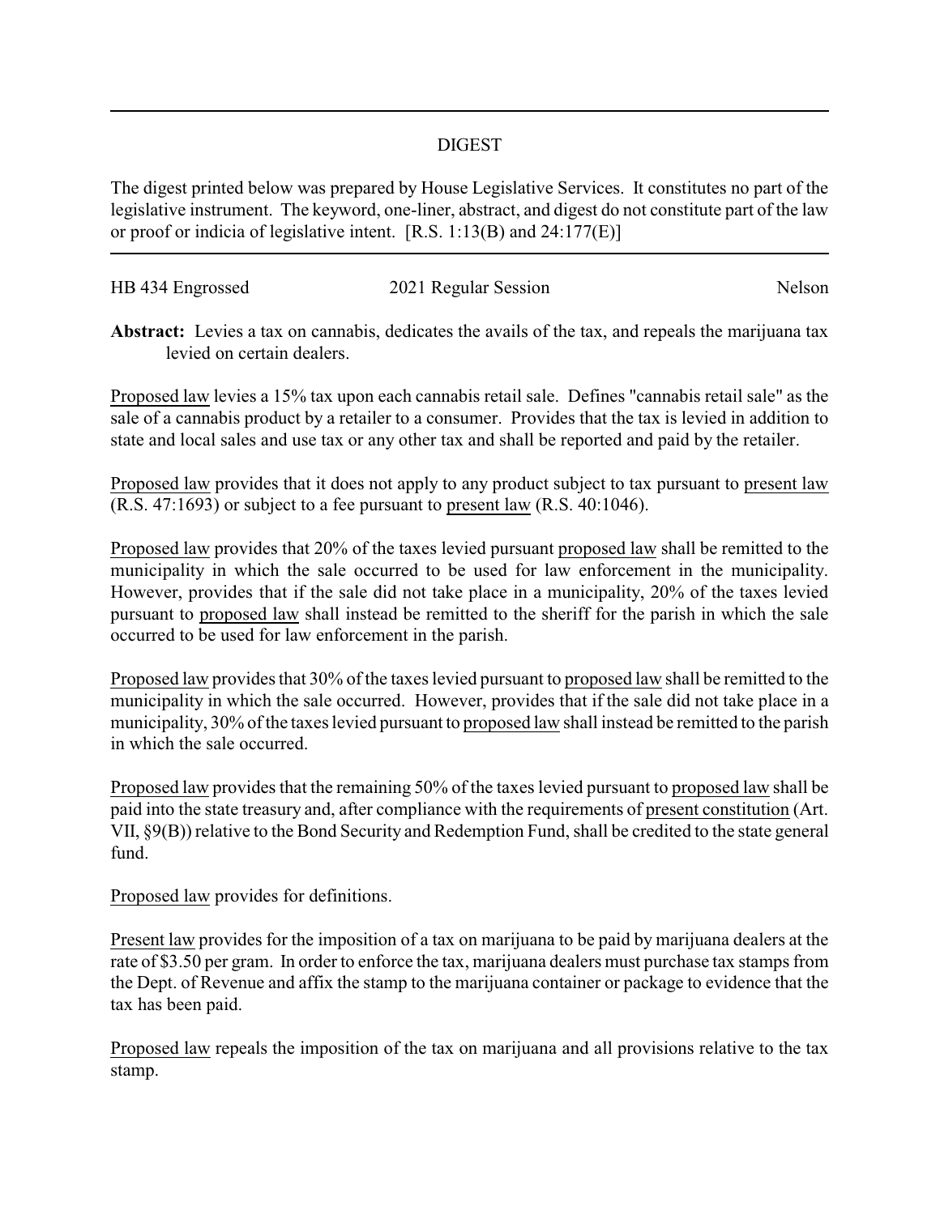# DIGEST

The digest printed below was prepared by House Legislative Services. It constitutes no part of the legislative instrument. The keyword, one-liner, abstract, and digest do not constitute part of the law or proof or indicia of legislative intent. [R.S. 1:13(B) and 24:177(E)]

HB 434 Engrossed 2021 Regular Session Nelson

**Abstract:** Levies a tax on cannabis, dedicates the avails of the tax, and repeals the marijuana tax levied on certain dealers.

Proposed law levies a 15% tax upon each cannabis retail sale. Defines "cannabis retail sale" as the sale of a cannabis product by a retailer to a consumer. Provides that the tax is levied in addition to state and local sales and use tax or any other tax and shall be reported and paid by the retailer.

Proposed law provides that it does not apply to any product subject to tax pursuant to present law (R.S. 47:1693) or subject to a fee pursuant to present law (R.S. 40:1046).

Proposed law provides that 20% of the taxes levied pursuant proposed law shall be remitted to the municipality in which the sale occurred to be used for law enforcement in the municipality. However, provides that if the sale did not take place in a municipality, 20% of the taxes levied pursuant to proposed law shall instead be remitted to the sheriff for the parish in which the sale occurred to be used for law enforcement in the parish.

Proposed law provides that 30% of the taxes levied pursuant to proposed law shall be remitted to the municipality in which the sale occurred. However, provides that if the sale did not take place in a municipality, 30% of the taxes levied pursuant to proposed law shall instead be remitted to the parish in which the sale occurred.

Proposed law provides that the remaining 50% of the taxes levied pursuant to proposed law shall be paid into the state treasury and, after compliance with the requirements of present constitution (Art. VII, §9(B)) relative to the Bond Security and Redemption Fund, shall be credited to the state general fund.

Proposed law provides for definitions.

Present law provides for the imposition of a tax on marijuana to be paid by marijuana dealers at the rate of $3.50 per gram. In order to enforce the tax, marijuana dealers must purchase tax stamps from the Dept. of Revenue and affix the stamp to the marijuana container or package to evidence that the tax has been paid.

Proposed law repeals the imposition of the tax on marijuana and all provisions relative to the tax stamp.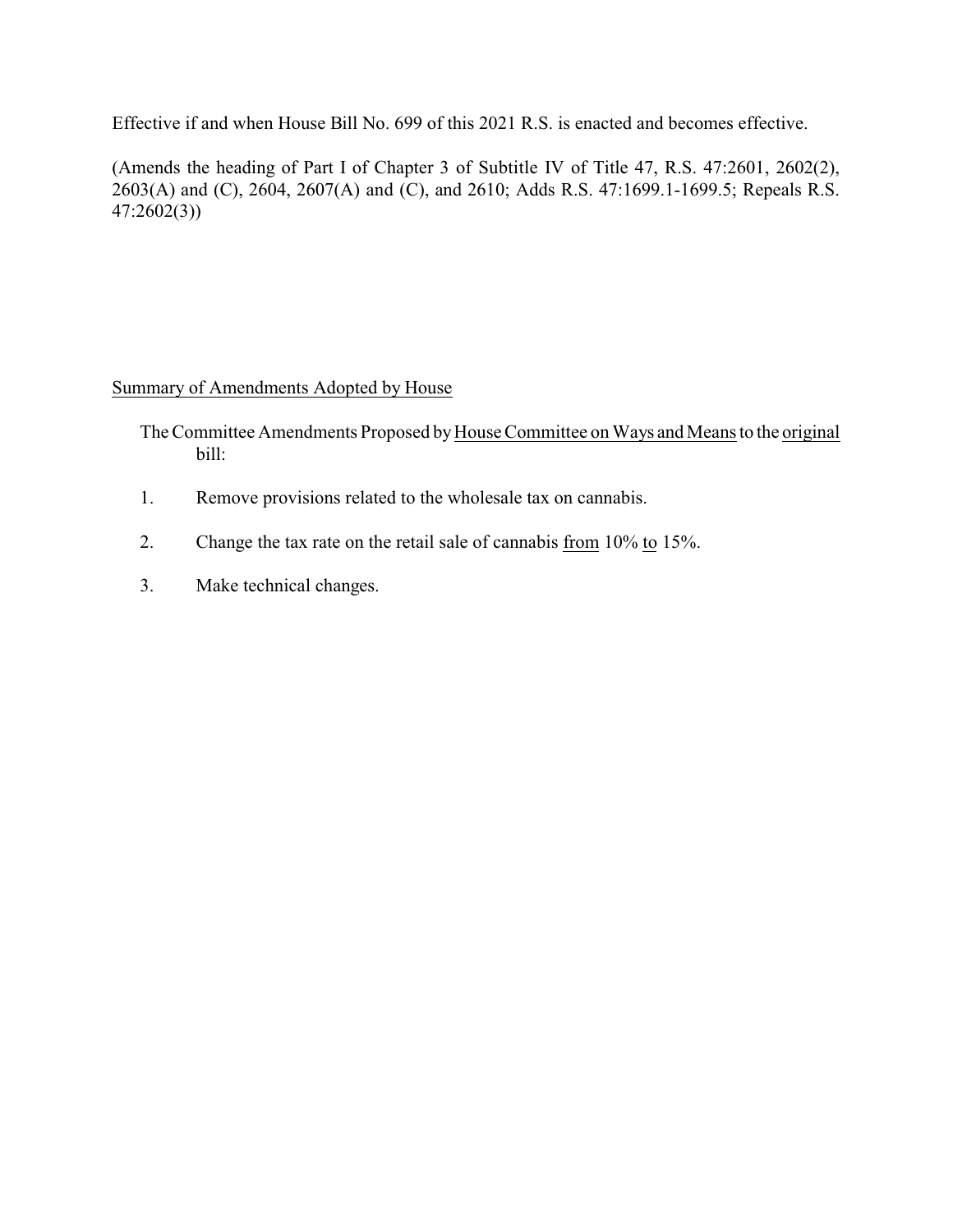Effective if and when House Bill No. 699 of this 2021 R.S. is enacted and becomes effective.

(Amends the heading of Part I of Chapter 3 of Subtitle IV of Title 47, R.S. 47:2601, 2602(2), 2603(A) and (C), 2604, 2607(A) and (C), and 2610; Adds R.S. 47:1699.1-1699.5; Repeals R.S. 47:2602(3))

<u>Summary of Amendments Adopted by House</u>

The Committee Amendments Proposed by <u>House Committee on Ways and Means</u> to the <u>original</u> bill:

1. Remove provisions related to the wholesale tax on cannabis.
2. Change the tax rate on the retail sale of cannabis <u>from</u> 10% <u>to</u> 15%.
3. Make technical changes.